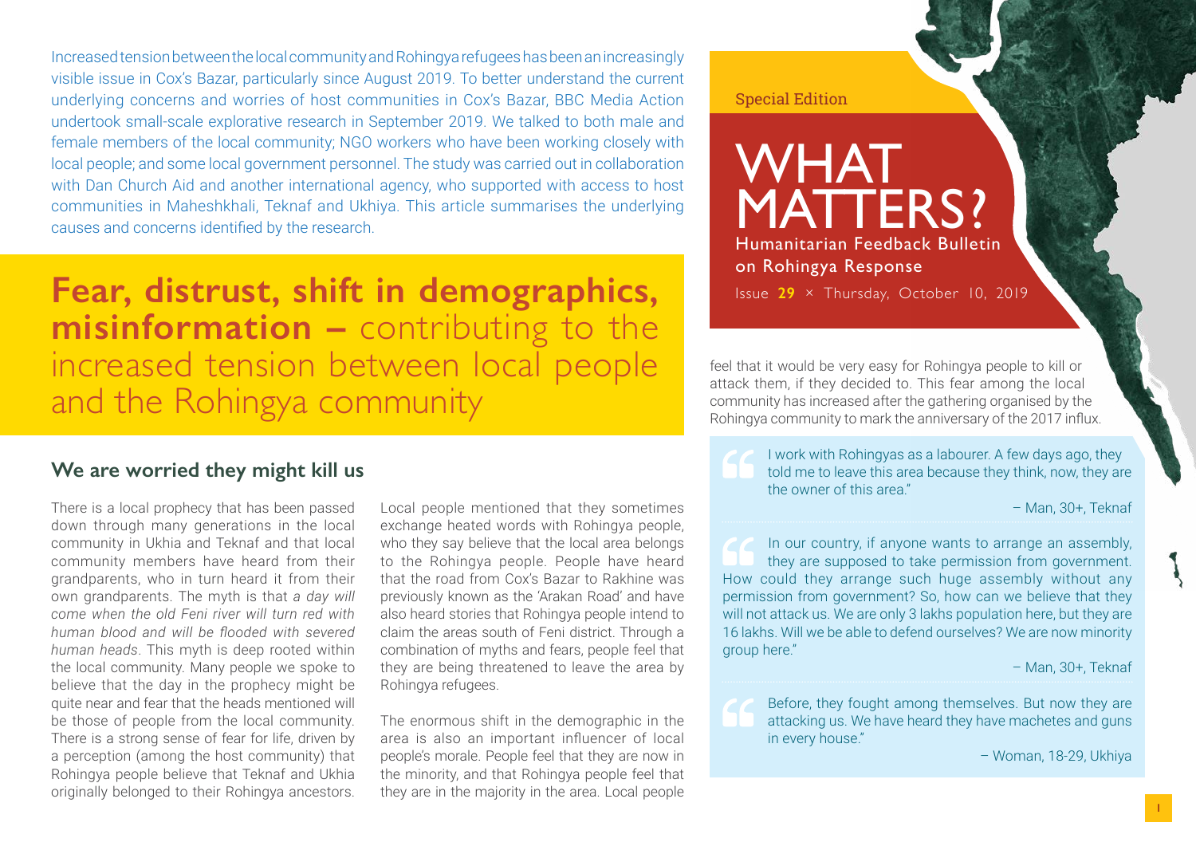Special Edition

# WHAT MATTERS?

Humanitarian Feedback Bulletin on Rohingya Response

Issue **29** × Thursday, October 10, 2019

Increased tension between the local community and Rohingya refugees has been an increasingly visible issue in Cox's Bazar, particularly since August 2019. To better understand the current underlying concerns and worries of host communities in Cox's Bazar, BBC Media Action undertook small-scale explorative research in September 2019. We talked to both male and female members of the local community; NGO workers who have been working closely with local people; and some local government personnel. The study was carried out in collaboration with Dan Church Aid and another international agency, who supported with access to host communities in Maheshkhali, Teknaf and Ukhiya. This article summarises the underlying causes and concerns identified by the research.

## **Fear, distrust, shift in demographics, misinformation –** contributing to the increased tension between local people and the Rohingya community

### We are worried they might kill us

There is a local prophecy that has been passed down through many generations in the local community in Ukhia and Teknaf and that local community members have heard from their grandparents, who in turn heard it from their own grandparents. The myth is that *a day will come when the old Feni river will turn red with human blood and will be flooded with severed human heads*. This myth is deep rooted within the local community. Many people we spoke to believe that the day in the prophecy might be quite near and fear that the heads mentioned will be those of people from the local community. There is a strong sense of fear for life, driven by a perception (among the host community) that Rohingya people believe that Teknaf and Ukhia originally belonged to their Rohingya ancestors.

Local people mentioned that they sometimes exchange heated words with Rohingya people, who they say believe that the local area belongs to the Rohingya people. People have heard that the road from Cox's Bazar to Rakhine was previously known as the 'Arakan Road' and have also heard stories that Rohingya people intend to claim the areas south of Feni district. Through a combination of myths and fears, people feel that they are being threatened to leave the area by Rohingya refugees.

The enormous shift in the demographic in the area is also an important influencer of local people's morale. People feel that they are now in the minority, and that Rohingya people feel that they are in the majority in the area. Local people feel that it would be very easy for Rohingya people to kill or attack them, if they decided to. This fear among the local community has increased after the gathering organised by the Rohingya community to mark the anniversary of the 2017 influx.

> "I work with Rohingyas as a labourer. A few days ago, they told me to leave this area because they think, now, they are the owner of this area."
>
> – Man, 30+, Teknaf

> "In our country, if anyone wants to arrange an assembly, they are supposed to take permission from government. How could they arrange such huge assembly without any permission from government? So, how can we believe that they will not attack us. We are only 3 lakhs population here, but they are 16 lakhs. Will we be able to defend ourselves? We are now minority group here."
>
> – Man, 30+, Teknaf

> "Before, they fought among themselves. But now they are attacking us. We have heard they have machetes and guns in every house."
>
> – Woman, 18-29, Ukhiya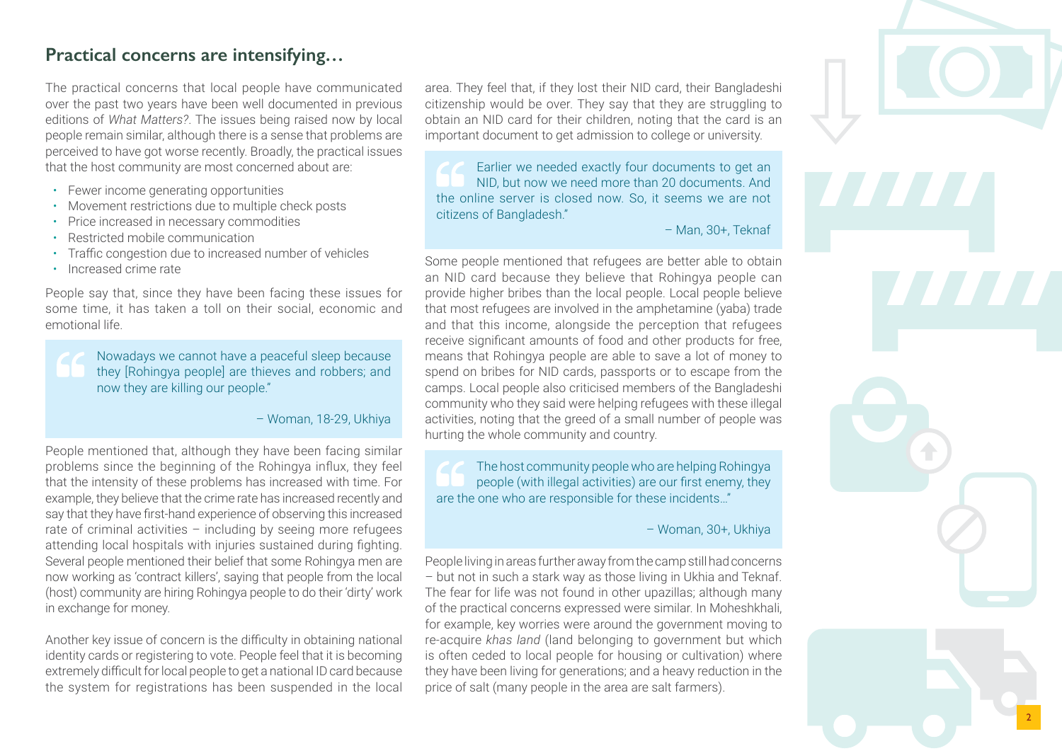## Practical concerns are intensifying…

The practical concerns that local people have communicated over the past two years have been well documented in previous editions of *What Matters?*. The issues being raised now by local people remain similar, although there is a sense that problems are perceived to have got worse recently. Broadly, the practical issues that the host community are most concerned about are:

- Fewer income generating opportunities
- Movement restrictions due to multiple check posts
- Price increased in necessary commodities
- Restricted mobile communication
- Traffic congestion due to increased number of vehicles
- Increased crime rate

People say that, since they have been facing these issues for some time, it has taken a toll on their social, economic and emotional life.

> Nowadays we cannot have a peaceful sleep because they [Rohingya people] are thieves and robbers; and now they are killing our people."
>
> – Woman, 18-29, Ukhiya

People mentioned that, although they have been facing similar problems since the beginning of the Rohingya influx, they feel that the intensity of these problems has increased with time. For example, they believe that the crime rate has increased recently and say that they have first-hand experience of observing this increased rate of criminal activities – including by seeing more refugees attending local hospitals with injuries sustained during fighting. Several people mentioned their belief that some Rohingya men are now working as 'contract killers', saying that people from the local (host) community are hiring Rohingya people to do their 'dirty' work in exchange for money.

Another key issue of concern is the difficulty in obtaining national identity cards or registering to vote. People feel that it is becoming extremely difficult for local people to get a national ID card because the system for registrations has been suspended in the local area. They feel that, if they lost their NID card, their Bangladeshi citizenship would be over. They say that they are struggling to obtain an NID card for their children, noting that the card is an important document to get admission to college or university.

> Earlier we needed exactly four documents to get an NID, but now we need more than 20 documents. And the online server is closed now. So, it seems we are not citizens of Bangladesh."
>
> – Man, 30+, Teknaf

Some people mentioned that refugees are better able to obtain an NID card because they believe that Rohingya people can provide higher bribes than the local people. Local people believe that most refugees are involved in the amphetamine (yaba) trade and that this income, alongside the perception that refugees receive significant amounts of food and other products for free, means that Rohingya people are able to save a lot of money to spend on bribes for NID cards, passports or to escape from the camps. Local people also criticised members of the Bangladeshi community who they said were helping refugees with these illegal activities, noting that the greed of a small number of people was hurting the whole community and country.

> The host community people who are helping Rohingya people (with illegal activities) are our first enemy, they are the one who are responsible for these incidents…"
>
> – Woman, 30+, Ukhiya

People living in areas further away from the camp still had concerns – but not in such a stark way as those living in Ukhia and Teknaf. The fear for life was not found in other upazillas; although many of the practical concerns expressed were similar. In Moheshkhali, for example, key worries were around the government moving to re-acquire *khas land* (land belonging to government but which is often ceded to local people for housing or cultivation) where they have been living for generations; and a heavy reduction in the price of salt (many people in the area are salt farmers).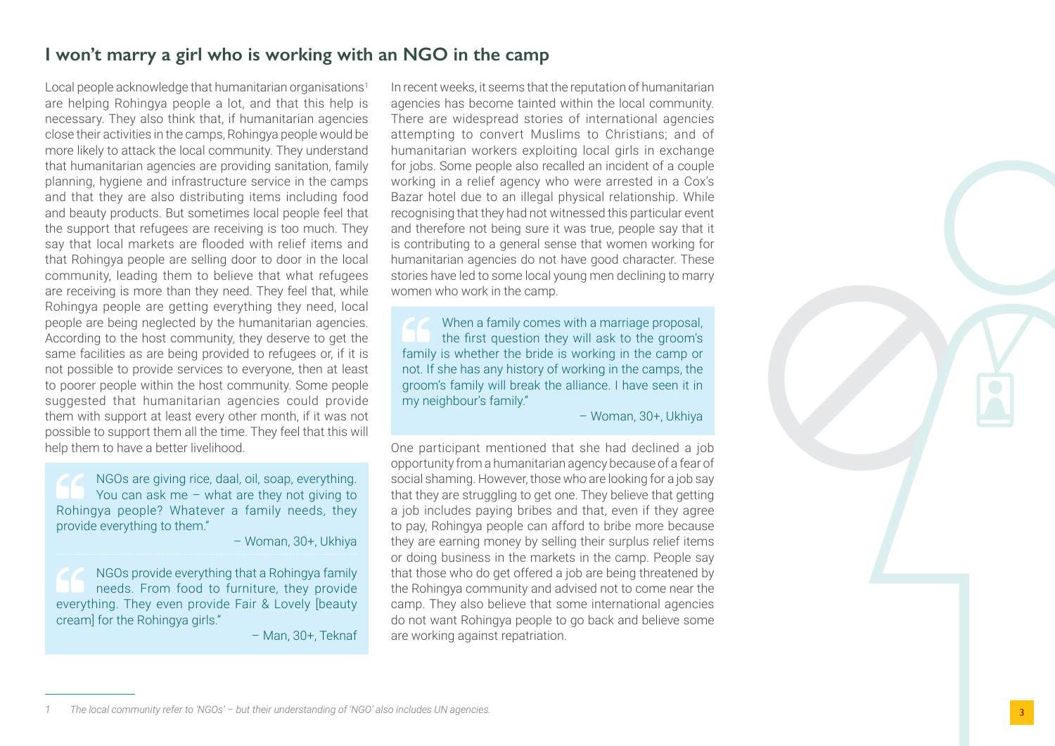## I won't marry a girl who is working with an NGO in the camp

Local people acknowledge that humanitarian organisations[1] are helping Rohingya people a lot, and that this help is necessary. They also think that, if humanitarian agencies close their activities in the camps, Rohingya people would be more likely to attack the local community. They understand that humanitarian agencies are providing sanitation, family planning, hygiene and infrastructure service in the camps and that they are also distributing items including food and beauty products. But sometimes local people feel that the support that refugees are receiving is too much. They say that local markets are flooded with relief items and that Rohingya people are selling door to door in the local community, leading them to believe that what refugees are receiving is more than they need. They feel that, while Rohingya people are getting everything they need, local people are being neglected by the humanitarian agencies. According to the host community, they deserve to get the same facilities as are being provided to refugees or, if it is not possible to provide services to everyone, then at least to poorer people within the host community. Some people suggested that humanitarian agencies could provide them with support at least every other month, if it was not possible to support them all the time. They feel that this will help them to have a better livelihood.

> NGOs are giving rice, daal, oil, soap, everything. You can ask me – what are they not giving to Rohingya people? Whatever a family needs, they provide everything to them."
>
> – Woman, 30+, Ukhiya

> NGOs provide everything that a Rohingya family needs. From food to furniture, they provide everything. They even provide Fair & Lovely [beauty cream] for the Rohingya girls."
>
> – Man, 30+, Teknaf

In recent weeks, it seems that the reputation of humanitarian agencies has become tainted within the local community. There are widespread stories of international agencies attempting to convert Muslims to Christians; and of humanitarian workers exploiting local girls in exchange for jobs. Some people also recalled an incident of a couple working in a relief agency who were arrested in a Cox's Bazar hotel due to an illegal physical relationship. While recognising that they had not witnessed this particular event and therefore not being sure it was true, people say that it is contributing to a general sense that women working for humanitarian agencies do not have good character. These stories have led to some local young men declining to marry women who work in the camp.

> When a family comes with a marriage proposal, the first question they will ask to the groom's family is whether the bride is working in the camp or not. If she has any history of working in the camps, the groom's family will break the alliance. I have seen it in my neighbour's family."
>
> – Woman, 30+, Ukhiya

One participant mentioned that she had declined a job opportunity from a humanitarian agency because of a fear of social shaming. However, those who are looking for a job say that they are struggling to get one. They believe that getting a job includes paying bribes and that, even if they agree to pay, Rohingya people can afford to bribe more because they are earning money by selling their surplus relief items or doing business in the markets in the camp. People say that those who do get offered a job are being threatened by the Rohingya community and advised not to come near the camp. They also believe that some international agencies do not want Rohingya people to go back and believe some are working against repatriation.

---

1 *The local community refer to 'NGOs' – but their understanding of 'NGO' also includes UN agencies.*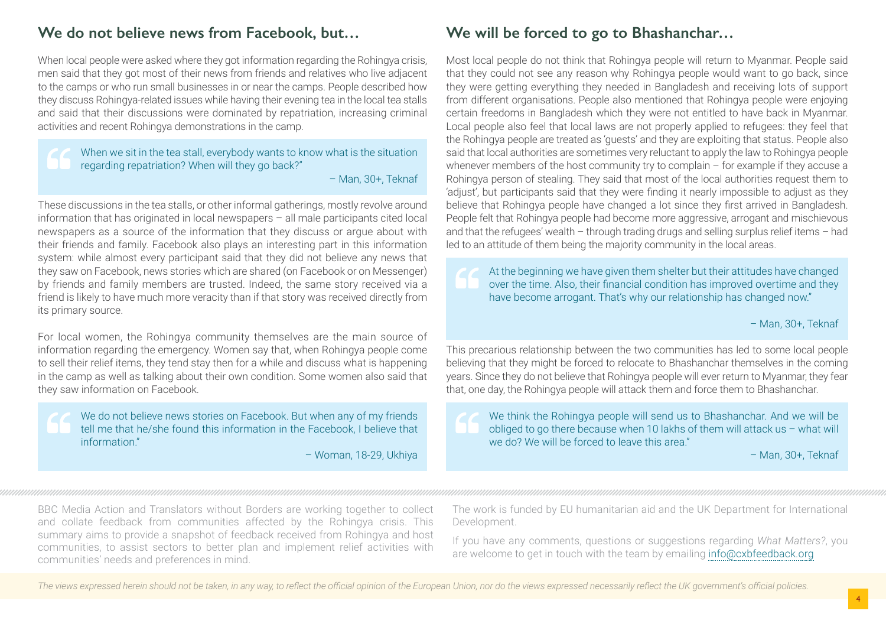## We do not believe news from Facebook, but…

When local people were asked where they got information regarding the Rohingya crisis, men said that they got most of their news from friends and relatives who live adjacent to the camps or who run small businesses in or near the camps. People described how they discuss Rohingya-related issues while having their evening tea in the local tea stalls and said that their discussions were dominated by repatriation, increasing criminal activities and recent Rohingya demonstrations in the camp.

> When we sit in the tea stall, everybody wants to know what is the situation regarding repatriation? When will they go back?"
>
> – Man, 30+, Teknaf

These discussions in the tea stalls, or other informal gatherings, mostly revolve around information that has originated in local newspapers – all male participants cited local newspapers as a source of the information that they discuss or argue about with their friends and family. Facebook also plays an interesting part in this information system: while almost every participant said that they did not believe any news that they saw on Facebook, news stories which are shared (on Facebook or on Messenger) by friends and family members are trusted. Indeed, the same story received via a friend is likely to have much more veracity than if that story was received directly from its primary source.

For local women, the Rohingya community themselves are the main source of information regarding the emergency. Women say that, when Rohingya people come to sell their relief items, they tend stay then for a while and discuss what is happening in the camp as well as talking about their own condition. Some women also said that they saw information on Facebook.

> We do not believe news stories on Facebook. But when any of my friends tell me that he/she found this information in the Facebook, I believe that information."
>
> – Woman, 18-29, Ukhiya

## We will be forced to go to Bhashanchar…

Most local people do not think that Rohingya people will return to Myanmar. People said that they could not see any reason why Rohingya people would want to go back, since they were getting everything they needed in Bangladesh and receiving lots of support from different organisations. People also mentioned that Rohingya people were enjoying certain freedoms in Bangladesh which they were not entitled to have back in Myanmar. Local people also feel that local laws are not properly applied to refugees: they feel that the Rohingya people are treated as 'guests' and they are exploiting that status. People also said that local authorities are sometimes very reluctant to apply the law to Rohingya people whenever members of the host community try to complain – for example if they accuse a Rohingya person of stealing. They said that most of the local authorities request them to 'adjust', but participants said that they were finding it nearly impossible to adjust as they believe that Rohingya people have changed a lot since they first arrived in Bangladesh. People felt that Rohingya people had become more aggressive, arrogant and mischievous and that the refugees' wealth – through trading drugs and selling surplus relief items – had led to an attitude of them being the majority community in the local areas.

> At the beginning we have given them shelter but their attitudes have changed over the time. Also, their financial condition has improved overtime and they have become arrogant. That's why our relationship has changed now."
>
> – Man, 30+, Teknaf

This precarious relationship between the two communities has led to some local people believing that they might be forced to relocate to Bhashanchar themselves in the coming years. Since they do not believe that Rohingya people will ever return to Myanmar, they fear that, one day, the Rohingya people will attack them and force them to Bhashanchar.

> We think the Rohingya people will send us to Bhashanchar. And we will be obliged to go there because when 10 lakhs of them will attack us – what will we do? We will be forced to leave this area."
>
> – Man, 30+, Teknaf

---

BBC Media Action and Translators without Borders are working together to collect and collate feedback from communities affected by the Rohingya crisis. This summary aims to provide a snapshot of feedback received from Rohingya and host communities, to assist sectors to better plan and implement relief activities with communities' needs and preferences in mind.

The work is funded by EU humanitarian aid and the UK Department for International Development.

If you have any comments, questions or suggestions regarding *What Matters?*, you are welcome to get in touch with the team by emailing info@cxbfeedback.org

*The views expressed herein should not be taken, in any way, to reflect the official opinion of the European Union, nor do the views expressed necessarily reflect the UK government's official policies.*